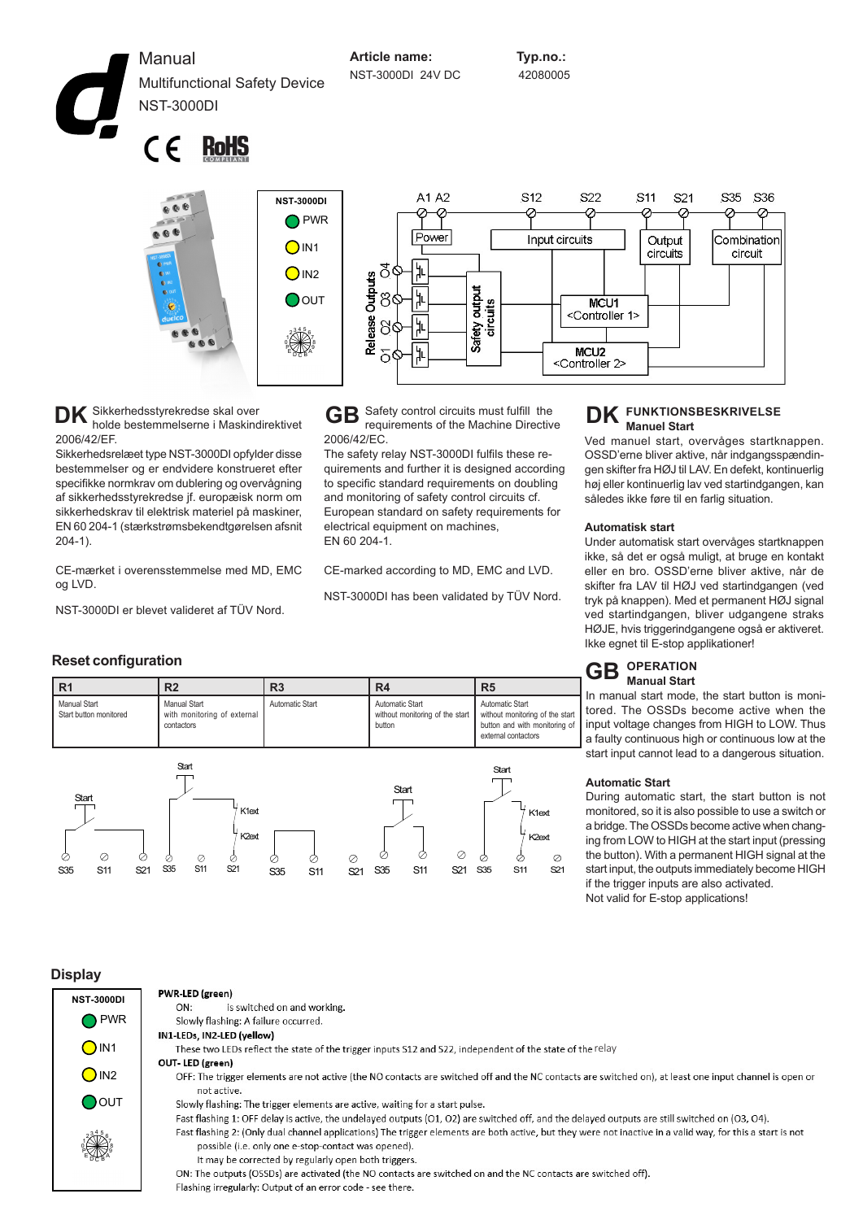# Manual

Multifunctional Safety Device

NST-3000DI

**Article name:** NST-3000DI 24V DC

**Typ.no.:** 42080005

**DK** Sikkerhedsstyrekredse skal over holde bestemmelserne i Maskindirektivet 2006/42/EF.

Sikkerhedsrelæet type NST-3000DI opfylder disse bestemmelser og er endvidere konstrueret efter specifikke normkrav om dublering og overvågning af sikkerhedsstyrekredse jf. europæisk norm om sikkerhedskrav til elektrisk materiel på maskiner, EN 60 204-1 (stærkstrømsbekendtgørelsen afsnit 204-1).

CE-mærket i overensstemmelse med MD, EMC og LVD.

NST-3000DI er blevet valideret af TÜV Nord.

**GB** Safety control circuits must fulfill the requirements of the Machine Directive 2006/42/EC.

The safety relay NST-3000DI fulfils these requirements and further it is designed according to specific standard requirements on doubling and monitoring of safety control circuits cf. European standard on safety requirements for electrical equipment on machines, EN 60 204-1.

CE-marked according to MD, EMC and LVD.

NST-3000DI has been validated by TÜV Nord.

## DK FUNKTIONSBESKRIVELSE

**Manuel Start**

Ved manuel start, overvåges startknappen. OSSD'erne bliver aktive, når indgangsspændingen skifter fra HØJ til LAV. En defekt, kontinuerlig høj eller kontinuerlig lav ved startindgangen, kan således ikke føre til en farlig situation.

**Automatisk start**

Under automatisk start overvåges startknappen ikke, så det er også muligt, at bruge en kontakt eller en bro. OSSD'erne bliver aktive, når de skifter fra LAV til HØJ ved startindgangen (ved tryk på knappen). Med et permanent HØJ signal ved startindgangen, bliver udgangene straks HØJE, hvis triggerindgangene også er aktiveret. Ikke egnet til E-stop applikationer!

## GB OPERATION

**Manual Start**

In manual start mode, the start button is monitored. The OSSDs become active when the input voltage changes from HIGH to LOW. Thus a faulty continuous high or continuous low at the start input cannot lead to a dangerous situation.

**Automatic Start**

During automatic start, the start button is not monitored, so it is also possible to use a switch or a bridge. The OSSDs become active when changing from LOW to HIGH at the start input (pressing the button). With a permanent HIGH signal at the start input, the outputs immediately become HIGH if the trigger inputs are also activated.

Not valid for E-stop applications!

## Reset configuration

| R1 | R2 | R3 | R4 | R5 |
|---|---|---|---|---|
| Manual Start<br>Start button monitored | Manual Start<br>with monitoring of external contactors | Automatic Start | Automatic Start<br>without monitoring of the start button | Automatic Start<br>without monitoring of the start button and with monitoring of external contactors |

## Display

**PWR-LED (green)**

- ON: is switched on and working.
- Slowly flashing: A failure occurred.

**IN1-LEDs, IN2-LED (yellow)**

- These two LEDs reflect the state of the trigger inputs S12 and S22, independent of the state of the relay

**OUT- LED (green)**

- OFF: The trigger elements are not active (the NO contacts are switched off and the NC contacts are switched on), at least one input channel is open or not active.
- Slowly flashing: The trigger elements are active, waiting for a start pulse.
- Fast flashing 1: OFF delay is active, the undelayed outputs (O1, O2) are switched off, and the delayed outputs are still switched on (O3, O4).
- Fast flashing 2: (Only dual channel applications) The trigger elements are both active, but they were not inactive in a valid way, for this a start is not possible (i.e. only one e-stop-contact was opened). It may be corrected by regularly open both triggers.
- ON: The outputs (OSSDs) are activated (the NO contacts are switched on and the NC contacts are switched off).
- Flashing irregularly: Output of an error code - see there.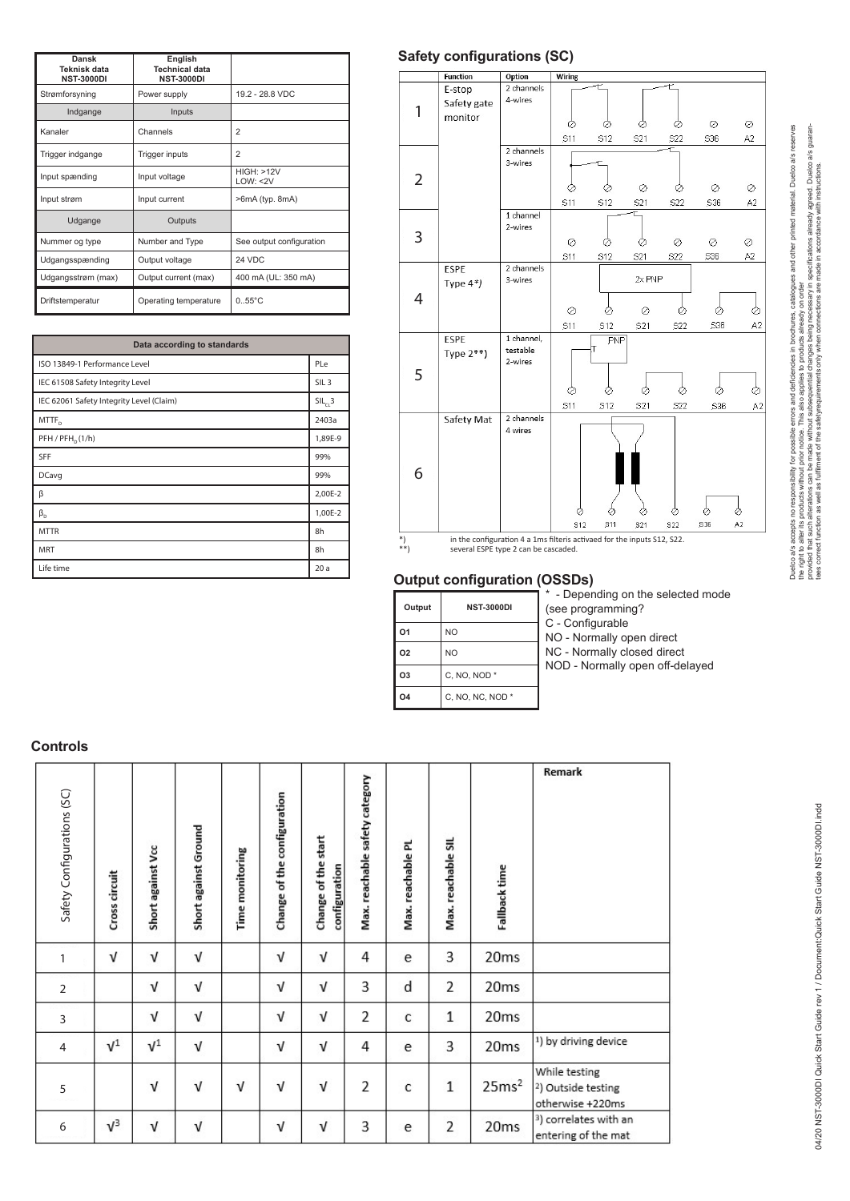| Dansk Teknisk data NST-3000DI | English Technical data NST-3000DI | |
|---|---|---|
| Strømforsyning | Power supply | 19.2 - 28.8 VDC |
| Indgange | Inputs | |
| Kanaler | Channels | 2 |
| Trigger indgange | Trigger inputs | 2 |
| Input spænding | Input voltage | HIGH: >12V LOW: <2V |
| Input strøm | Input current | >6mA (typ. 8mA) |
| Udgange | Outputs | |
| Nummer og type | Number and Type | See output configuration |
| Udgangsspænding | Output voltage | 24 VDC |
| Udgangsstrøm (max) | Output current (max) | 400 mA (UL: 350 mA) |
| Driftstemperatur | Operating temperature | 0..55°C |

| Data according to standards | |
|---|---|
| ISO 13849-1 Performance Level | PLe |
| IEC 61508 Safety Integrity Level | SIL 3 |
| IEC 62061 Safety Integrity Level (Claim) | $SIL_{cl}3$ |
| $MTTF_D$ | 2403a |
| PFH / $PFH_D$ (1/h) | 1,89E-9 |
| SFF | 99% |
| DCavg | 99% |
| β | 2,00E-2 |
| $β_D$ | 1,00E-2 |
| MTTR | 8h |
| MRT | 8h |
| Life time | 20 a |

## Safety configurations (SC)

| | Function | Option | Wiring |
|---|---|---|---|
| 1 | E-stop Safety gate monitor | 2 channels 4-wires | S11 S12 S21 S22 S36 A2 |
| 2 | | 2 channels 3-wires | S11 S12 S21 S22 S36 A2 |
| 3 | | 1 channel 2-wires | S11 S12 S21 S22 S36 A2 |
| 4 | ESPE Type 4*) | 2 channels 3-wires | 2x PNP; S11 S12 S21 S22 S36 A2 |
| 5 | ESPE Type 2**) | 1 channel, testable 2-wires | PNP T; S11 S12 S21 S22 S36 A2 |
| 6 | Safety Mat | 2 channels 4 wires | S12 S11 S21 S22 S36 A2 |

*) in the configuration 4 a 1ms filteris activaed for the inputs S12, S22.
**) several ESPE type 2 can be cascaded.

## Output configuration (OSSDs)

| Output | NST-3000DI |
|---|---|
| O1 | NO |
| O2 | NO |
| O3 | C, NO, NOD * |
| O4 | C, NO, NC, NOD * |

\* - Depending on the selected mode (see programming?
C - Configurable
NO - Normally open direct
NC - Normally closed direct
NOD - Normally open off-delayed

## Controls

| Safety Configurations (SC) | Cross circuit | Short against Vcc | Short against Ground | Time monitoring | Change of the configuration | Change of the start configuration | Max. reachable safety category | Max. reachable PL | Max. reachable SIL | Fallback time | Remark |
|---|---|---|---|---|---|---|---|---|---|---|---|
| 1 | √ | √ | √ | | √ | √ | 4 | e | 3 | 20ms | |
| 2 | | √ | √ | | √ | √ | 3 | d | 2 | 20ms | |
| 3 | | √ | √ | | √ | √ | 2 | c | 1 | 20ms | |
| 4 | √[1] | √[1] | √ | | √ | √ | 4 | e | 3 | 20ms | [1]) by driving device |
| 5 | | √ | √ | √ | √ | √ | 2 | c | 1 | 25ms[2] | While testing [2]) Outside testing otherwise +220ms |
| 6 | √[3] | √ | √ | | √ | √ | 3 | e | 2 | 20ms | [3]) correlates with an entering of the mat |

Duelco a/s accepts no responsibility for possible errors and deficiencies in brochures, catalogues and other printed material. Duelco a/s reserves the right to alter its products without prior notice. This also applies to products already on order provided that such alterations can be made without subsequential changes being necessary in specifications already agreed. Duelco a/s guarantees correct function as well as fulfilment of the safetyrequirements only when connections are made in accordance with instructions.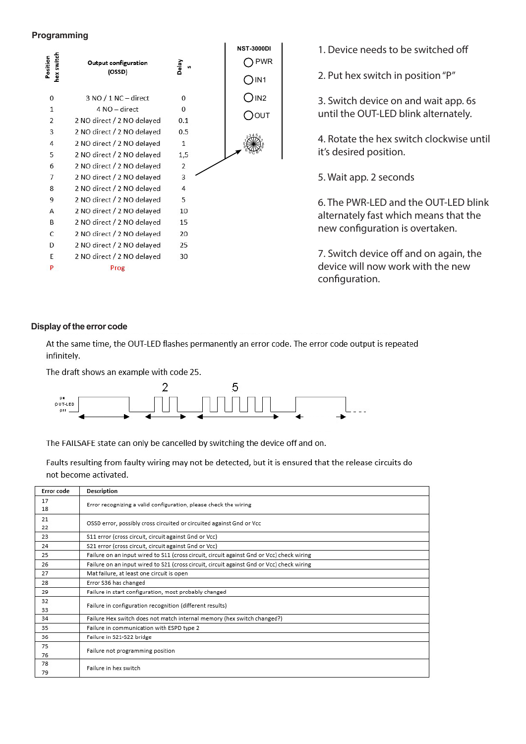## Programming

| Position hex switch | Output configuration (OSSD) | Delay s |
|---|---|---|
| 0 | 3 NO / 1 NC – direct | 0 |
| 1 | 4 NO – direct | 0 |
| 2 | 2 NO direct / 2 NO delayed | 0.1 |
| 3 | 2 NO direct / 2 NO delayed | 0.5 |
| 4 | 2 NO direct / 2 NO delayed | 1 |
| 5 | 2 NO direct / 2 NO delayed | 1,5 |
| 6 | 2 NO direct / 2 NO delayed | 2 |
| 7 | 2 NO direct / 2 NO delayed | 3 |
| 8 | 2 NO direct / 2 NO delayed | 4 |
| 9 | 2 NO direct / 2 NO delayed | 5 |
| A | 2 NO direct / 2 NO delayed | 10 |
| B | 2 NO direct / 2 NO delayed | 15 |
| C | 2 NO direct / 2 NO delayed | 20 |
| D | 2 NO direct / 2 NO delayed | 25 |
| E | 2 NO direct / 2 NO delayed | 30 |
| P | Prog | |

NST-3000DI

PWR

IN1

IN2

OUT

1. Device needs to be switched off
2. Put hex switch in position "P"
3. Switch device on and wait app. 6s until the OUT-LED blink alternately.
4. Rotate the hex switch clockwise until it's desired position.
5. Wait app. 2 seconds
6. The PWR-LED and the OUT-LED blink alternately fast which means that the new configuration is overtaken.
7. Switch device off and on again, the device will now work with the new configuration.

## Display of the error code

At the same time, the OUT-LED flashes permanently an error code. The error code output is repeated infinitely.

The draft shows an example with code 25.

The FAILSAFE state can only be cancelled by switching the device off and on.

Faults resulting from faulty wiring may not be detected, but it is ensured that the release circuits do not become activated.

| Error code | Description |
|---|---|
| 17<br>18 | Error recognizing a valid configuration, please check the wiring |
| 21<br>22 | OSSD error, possibly cross circuited or circuited against Gnd or Vcc |
| 23 | S11 error (cross circuit, circuit against Gnd or Vcc) |
| 24 | S21 error (cross circuit, circuit against Gnd or Vcc) |
| 25 | Failure on an input wired to S11 (cross circuit, circuit against Gnd or Vcc) check wiring |
| 26 | Failure on an input wired to S21 (cross circuit, circuit against Gnd or Vcc) check wiring |
| 27 | Mat failure, at least one circuit is open |
| 28 | Error S36 has changed |
| 29 | Failure in start configuration, most probably changed |
| 32<br>33 | Failure in configuration recognition (different results) |
| 34 | Failure Hex switch does not match internal memory (hex switch changed?) |
| 35 | Failure in communication with ESPD type 2 |
| 36 | Failure in S21-S22 bridge |
| 75<br>76 | Failure not programming position |
| 78<br>79 | Failure in hex switch |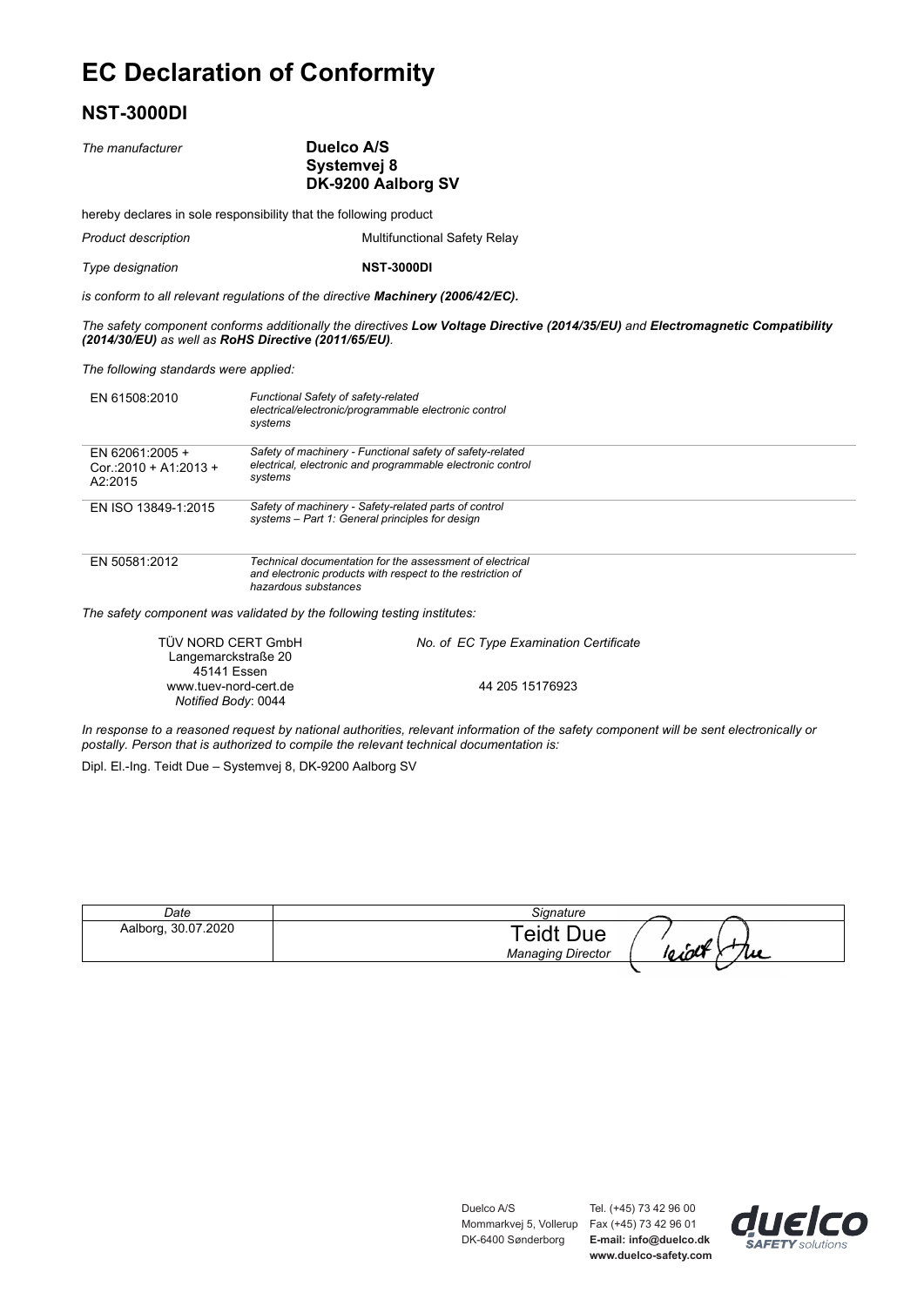# EC Declaration of Conformity

## NST-3000DI

*The manufacturer* **Duelco A/S**
**Systemvej 8**
**DK-9200 Aalborg SV**

hereby declares in sole responsibility that the following product

*Product description* Multifunctional Safety Relay

*Type designation* **NST-3000DI**

*is conform to all relevant regulations of the directive **Machinery (2006/42/EC).***

*The safety component conforms additionally the directives **Low Voltage Directive (2014/35/EU)** and **Electromagnetic Compatibility (2014/30/EU)** as well as **RoHS Directive (2011/65/EU)**.*

*The following standards were applied:*

| | |
|---|---|
| EN 61508:2010 | *Functional Safety of safety-related electrical/electronic/programmable electronic control systems* |
| EN 62061:2005 + Cor.:2010 + A1:2013 + A2:2015 | *Safety of machinery - Functional safety of safety-related electrical, electronic and programmable electronic control systems* |
| EN ISO 13849-1:2015 | *Safety of machinery - Safety-related parts of control systems – Part 1: General principles for design* |
| EN 50581:2012 | *Technical documentation for the assessment of electrical and electronic products with respect to the restriction of hazardous substances* |

*The safety component was validated by the following testing institutes:*

| | |
|---|---|
| TÜV NORD CERT GmbH<br>Langemarckstraße 20<br>45141 Essen<br>www.tuev-nord-cert.de<br>*Notified Body*: 0044 | *No. of EC Type Examination Certificate*<br><br>44 205 15176923 |

*In response to a reasoned request by national authorities, relevant information of the safety component will be sent electronically or postally. Person that is authorized to compile the relevant technical documentation is:*

Dipl. El.-Ing. Teidt Due – Systemvej 8, DK-9200 Aalborg SV

| *Date* | *Signature* |
|---|---|
| Aalborg, 30.07.2020 | Teidt Due<br>*Managing Director* |

Duelco A/S
Mommarkvej 5, Vollerup
DK-6400 Sønderborg

Tel. (+45) 73 42 96 00
Fax (+45) 73 42 96 01
**E-mail: info@duelco.dk**
**www.duelco-safety.com**